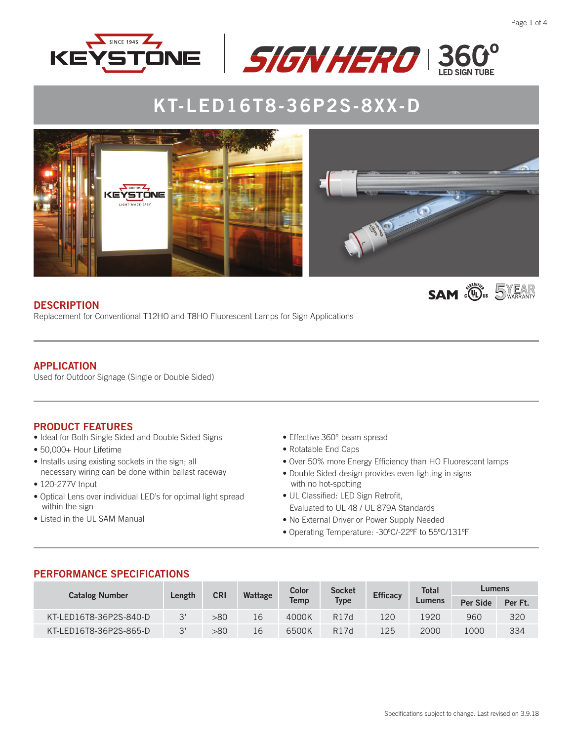# KT-LED16T8-36P2S-8XX-D

## DESCRIPTION

Replacement for Conventional T12HO and T8HO Fluorescent Lamps for Sign Applications

## APPLICATION

Used for Outdoor Signage (Single or Double Sided)

## PRODUCT FEATURES

- Ideal for Both Single Sided and Double Sided Signs
- 50,000+ Hour Lifetime
- Installs using existing sockets in the sign; all necessary wiring can be done within ballast raceway
- 120-277V Input
- Optical Lens over individual LED's for optimal light spread within the sign
- Listed in the UL SAM Manual
- Effective 360° beam spread
- Rotatable End Caps
- Over 50% more Energy Efficiency than HO Fluorescent lamps
- Double Sided design provides even lighting in signs with no hot-spotting
- UL Classified: LED Sign Retrofit, Evaluated to UL 48 / UL 879A Standards
- No External Driver or Power Supply Needed
- Operating Temperature: -30ºC/-22ºF to 55ºC/131ºF

## PERFORMANCE SPECIFICATIONS

| Catalog Number | Length | CRI | Wattage | Color Temp | Socket Type | Efficacy | Total Lumens | Lumens | |
|---|---|---|---|---|---|---|---|---|---|
| | | | | | | | | Per Side | Per Ft. |
| KT-LED16T8-36P2S-840-D | 3' | >80 | 16 | 4000K | R17d | 120 | 1920 | 960 | 320 |
| KT-LED16T8-36P2S-865-D | 3' | >80 | 16 | 6500K | R17d | 125 | 2000 | 1000 | 334 |

Specifications subject to change. Last revised on 3.9.18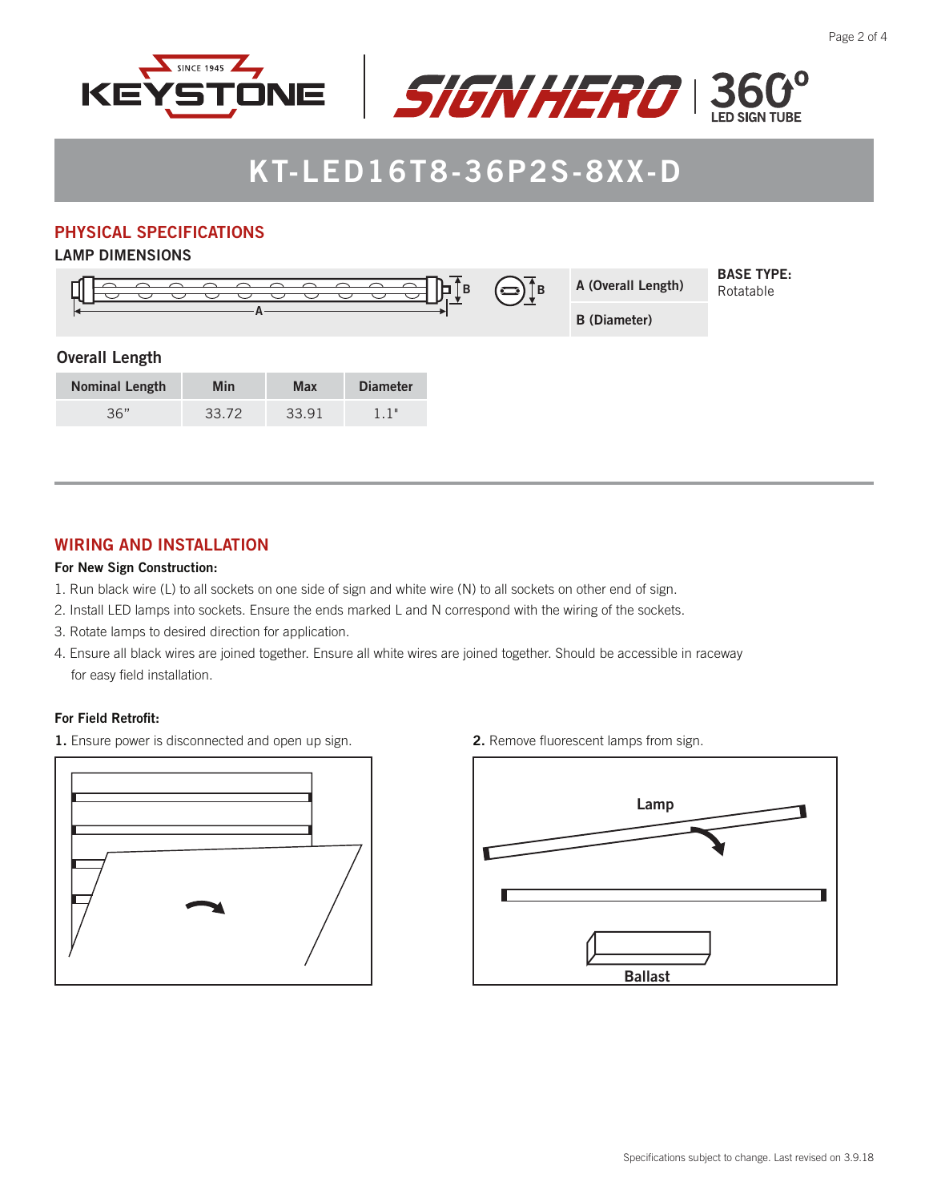# KT-LED16T8-36P2S-8XX-D

## PHYSICAL SPECIFICATIONS

### LAMP DIMENSIONS

| | |
|---|---|
| A (Overall Length) | |
| B (Diameter) | |

**BASE TYPE:**
Rotatable

### Overall Length

| Nominal Length | Min | Max | Diameter |
|---|---|---|---|
| 36” | 33.72 | 33.91 | 1.1" |

## WIRING AND INSTALLATION

**For New Sign Construction:**

1. Run black wire (L) to all sockets on one side of sign and white wire (N) to all sockets on other end of sign.
2. Install LED lamps into sockets. Ensure the ends marked L and N correspond with the wiring of the sockets.
3. Rotate lamps to desired direction for application.
4. Ensure all black wires are joined together. Ensure all white wires are joined together. Should be accessible in raceway for easy field installation.

**For Field Retrofit:**

**1.** Ensure power is disconnected and open up sign.

**2.** Remove fluorescent lamps from sign.

Lamp

Ballast

Specifications subject to change. Last revised on 3.9.18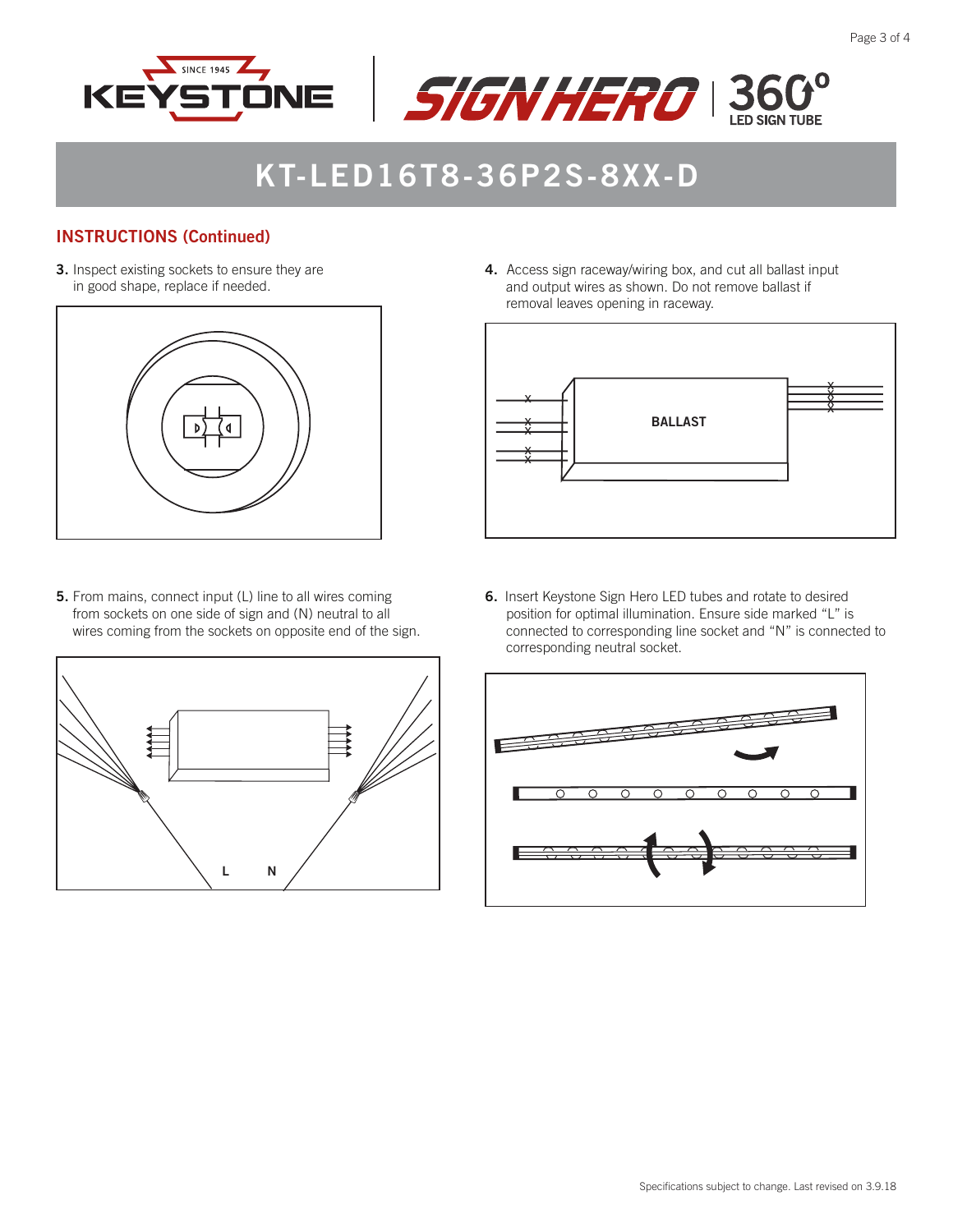# KT-LED16T8-36P2S-8XX-D

## INSTRUCTIONS (Continued)

3. Inspect existing sockets to ensure they are in good shape, replace if needed.

4. Access sign raceway/wiring box, and cut all ballast input and output wires as shown. Do not remove ballast if removal leaves opening in raceway.

BALLAST

5. From mains, connect input (L) line to all wires coming from sockets on one side of sign and (N) neutral to all wires coming from the sockets on opposite end of the sign.

L N

6. Insert Keystone Sign Hero LED tubes and rotate to desired position for optimal illumination. Ensure side marked "L" is connected to corresponding line socket and "N" is connected to corresponding neutral socket.

Specifications subject to change. Last revised on 3.9.18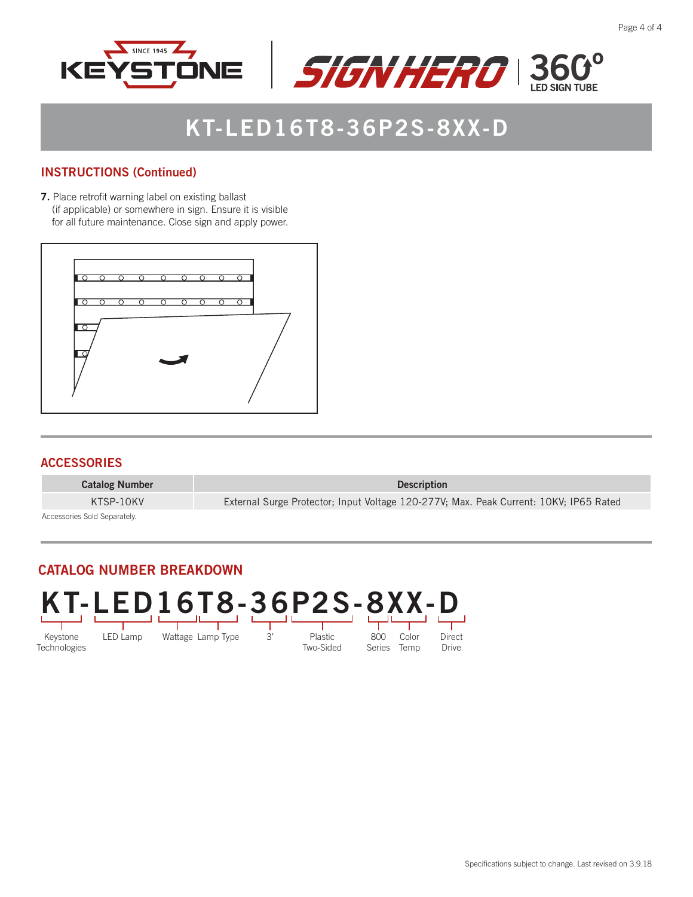# KT-LED16T8-36P2S-8XX-D

## INSTRUCTIONS (Continued)

7. Place retrofit warning label on existing ballast (if applicable) or somewhere in sign. Ensure it is visible for all future maintenance. Close sign and apply power.

## ACCESSORIES

| Catalog Number | Description |
|---|---|
| KTSP-10KV | External Surge Protector; Input Voltage 120-277V; Max. Peak Current: 10KV; IP65 Rated |

Accessories Sold Separately.

## CATALOG NUMBER BREAKDOWN

KT-LED16T8-36P2S-8XX-D

- KT: Keystone Technologies
- LED: LED Lamp
- 16: Wattage
- T8: Lamp Type
- 36: 3'
- P2S: Plastic Two-Sided
- 8: 800 Series
- XX: Color Temp
- D: Direct Drive

Specifications subject to change. Last revised on 3.9.18